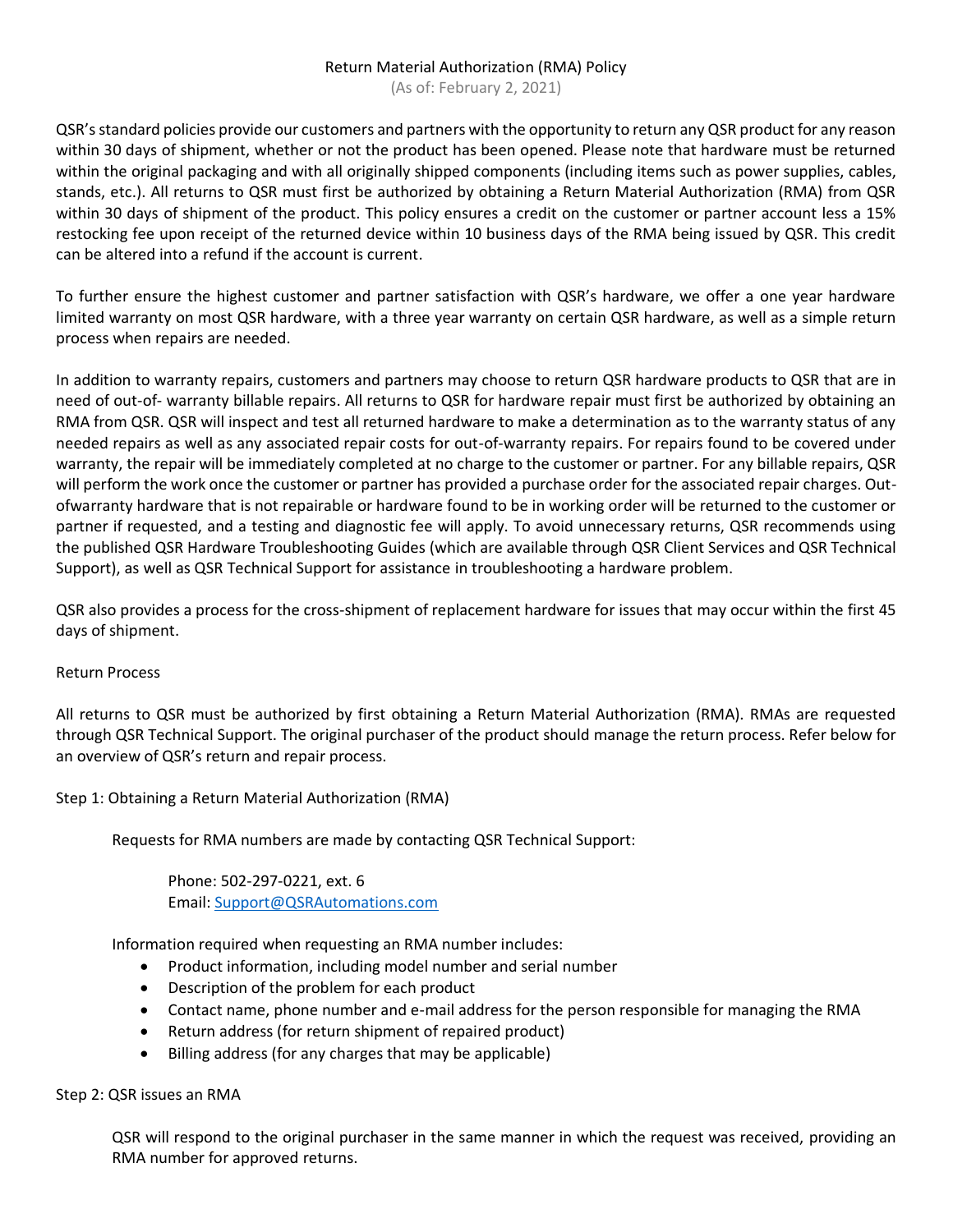# Return Material Authorization (RMA) Policy

(As of: February 2, 2021)

QSR's standard policies provide our customers and partners with the opportunity to return any QSR product for any reason within 30 days of shipment, whether or not the product has been opened. Please note that hardware must be returned within the original packaging and with all originally shipped components (including items such as power supplies, cables, stands, etc.). All returns to QSR must first be authorized by obtaining a Return Material Authorization (RMA) from QSR within 30 days of shipment of the product. This policy ensures a credit on the customer or partner account less a 15% restocking fee upon receipt of the returned device within 10 business days of the RMA being issued by QSR. This credit can be altered into a refund if the account is current.

To further ensure the highest customer and partner satisfaction with QSR's hardware, we offer a one year hardware limited warranty on most QSR hardware, with a three year warranty on certain QSR hardware, as well as a simple return process when repairs are needed.

In addition to warranty repairs, customers and partners may choose to return QSR hardware products to QSR that are in need of out-of- warranty billable repairs. All returns to QSR for hardware repair must first be authorized by obtaining an RMA from QSR. QSR will inspect and test all returned hardware to make a determination as to the warranty status of any needed repairs as well as any associated repair costs for out-of-warranty repairs. For repairs found to be covered under warranty, the repair will be immediately completed at no charge to the customer or partner. For any billable repairs, QSR will perform the work once the customer or partner has provided a purchase order for the associated repair charges. Out-ofwarranty hardware that is not repairable or hardware found to be in working order will be returned to the customer or partner if requested, and a testing and diagnostic fee will apply. To avoid unnecessary returns, QSR recommends using the published QSR Hardware Troubleshooting Guides (which are available through QSR Client Services and QSR Technical Support), as well as QSR Technical Support for assistance in troubleshooting a hardware problem.

QSR also provides a process for the cross-shipment of replacement hardware for issues that may occur within the first 45 days of shipment.

## Return Process

All returns to QSR must be authorized by first obtaining a Return Material Authorization (RMA). RMAs are requested through QSR Technical Support. The original purchaser of the product should manage the return process. Refer below for an overview of QSR's return and repair process.

### Step 1: Obtaining a Return Material Authorization (RMA)

Requests for RMA numbers are made by contacting QSR Technical Support:

Phone: 502-297-0221, ext. 6
Email: [Support@QSRAutomations.com](mailto:Support@QSRAutomations.com)

Information required when requesting an RMA number includes:

- Product information, including model number and serial number
- Description of the problem for each product
- Contact name, phone number and e-mail address for the person responsible for managing the RMA
- Return address (for return shipment of repaired product)
- Billing address (for any charges that may be applicable)

### Step 2: QSR issues an RMA

QSR will respond to the original purchaser in the same manner in which the request was received, providing an RMA number for approved returns.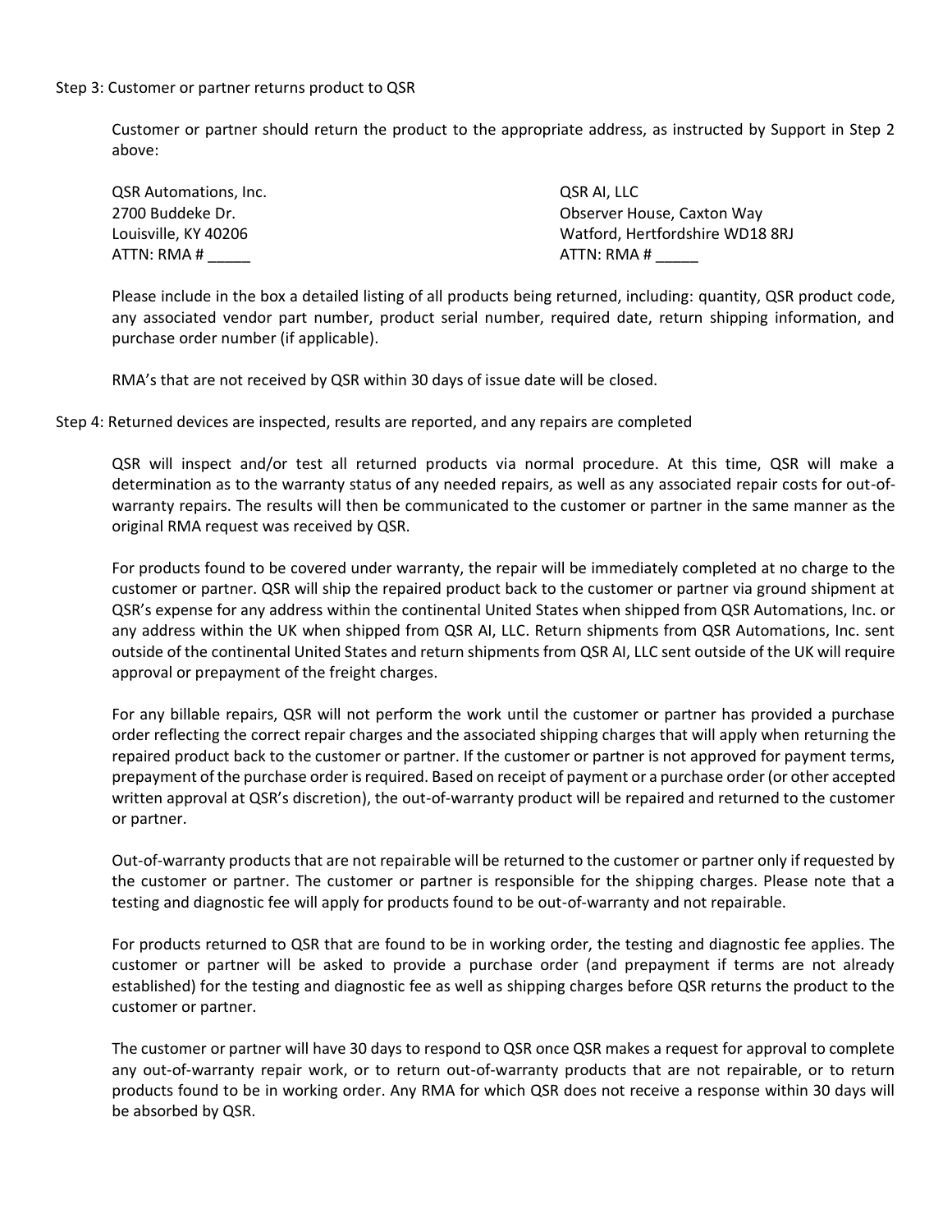Step 3: Customer or partner returns product to QSR

Customer or partner should return the product to the appropriate address, as instructed by Support in Step 2 above:

QSR Automations, Inc.
2700 Buddeke Dr.
Louisville, KY 40206
ATTN: RMA # _____

QSR AI, LLC
Observer House, Caxton Way
Watford, Hertfordshire WD18 8RJ
ATTN: RMA # _____

Please include in the box a detailed listing of all products being returned, including: quantity, QSR product code, any associated vendor part number, product serial number, required date, return shipping information, and purchase order number (if applicable).

RMA's that are not received by QSR within 30 days of issue date will be closed.

Step 4: Returned devices are inspected, results are reported, and any repairs are completed

QSR will inspect and/or test all returned products via normal procedure. At this time, QSR will make a determination as to the warranty status of any needed repairs, as well as any associated repair costs for out-of-warranty repairs. The results will then be communicated to the customer or partner in the same manner as the original RMA request was received by QSR.

For products found to be covered under warranty, the repair will be immediately completed at no charge to the customer or partner. QSR will ship the repaired product back to the customer or partner via ground shipment at QSR's expense for any address within the continental United States when shipped from QSR Automations, Inc. or any address within the UK when shipped from QSR AI, LLC. Return shipments from QSR Automations, Inc. sent outside of the continental United States and return shipments from QSR AI, LLC sent outside of the UK will require approval or prepayment of the freight charges.

For any billable repairs, QSR will not perform the work until the customer or partner has provided a purchase order reflecting the correct repair charges and the associated shipping charges that will apply when returning the repaired product back to the customer or partner. If the customer or partner is not approved for payment terms, prepayment of the purchase order is required. Based on receipt of payment or a purchase order (or other accepted written approval at QSR's discretion), the out-of-warranty product will be repaired and returned to the customer or partner.

Out-of-warranty products that are not repairable will be returned to the customer or partner only if requested by the customer or partner. The customer or partner is responsible for the shipping charges. Please note that a testing and diagnostic fee will apply for products found to be out-of-warranty and not repairable.

For products returned to QSR that are found to be in working order, the testing and diagnostic fee applies. The customer or partner will be asked to provide a purchase order (and prepayment if terms are not already established) for the testing and diagnostic fee as well as shipping charges before QSR returns the product to the customer or partner.

The customer or partner will have 30 days to respond to QSR once QSR makes a request for approval to complete any out-of-warranty repair work, or to return out-of-warranty products that are not repairable, or to return products found to be in working order. Any RMA for which QSR does not receive a response within 30 days will be absorbed by QSR.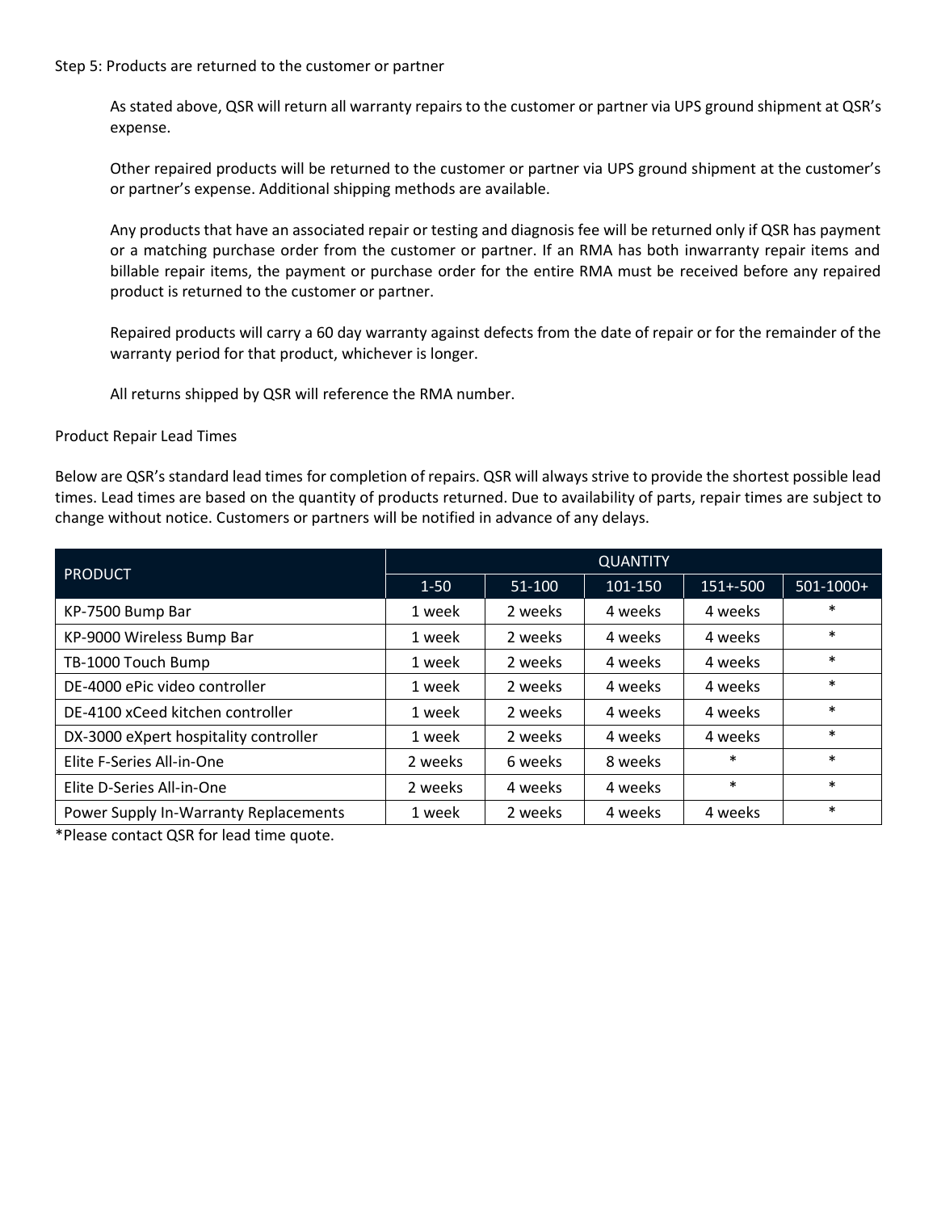Step 5: Products are returned to the customer or partner

As stated above, QSR will return all warranty repairs to the customer or partner via UPS ground shipment at QSR's expense.

Other repaired products will be returned to the customer or partner via UPS ground shipment at the customer's or partner's expense. Additional shipping methods are available.

Any products that have an associated repair or testing and diagnosis fee will be returned only if QSR has payment or a matching purchase order from the customer or partner. If an RMA has both inwarranty repair items and billable repair items, the payment or purchase order for the entire RMA must be received before any repaired product is returned to the customer or partner.

Repaired products will carry a 60 day warranty against defects from the date of repair or for the remainder of the warranty period for that product, whichever is longer.

All returns shipped by QSR will reference the RMA number.

Product Repair Lead Times

Below are QSR's standard lead times for completion of repairs. QSR will always strive to provide the shortest possible lead times. Lead times are based on the quantity of products returned. Due to availability of parts, repair times are subject to change without notice. Customers or partners will be notified in advance of any delays.

| PRODUCT | QUANTITY | | | | |
|---|---|---|---|---|---|
| | 1-50 | 51-100 | 101-150 | 151+-500 | 501-1000+ |
| KP-7500 Bump Bar | 1 week | 2 weeks | 4 weeks | 4 weeks | * |
| KP-9000 Wireless Bump Bar | 1 week | 2 weeks | 4 weeks | 4 weeks | * |
| TB-1000 Touch Bump | 1 week | 2 weeks | 4 weeks | 4 weeks | * |
| DE-4000 ePic video controller | 1 week | 2 weeks | 4 weeks | 4 weeks | * |
| DE-4100 xCeed kitchen controller | 1 week | 2 weeks | 4 weeks | 4 weeks | * |
| DX-3000 eXpert hospitality controller | 1 week | 2 weeks | 4 weeks | 4 weeks | * |
| Elite F-Series All-in-One | 2 weeks | 6 weeks | 8 weeks | * | * |
| Elite D-Series All-in-One | 2 weeks | 4 weeks | 4 weeks | * | * |
| Power Supply In-Warranty Replacements | 1 week | 2 weeks | 4 weeks | 4 weeks | * |

*Please contact QSR for lead time quote.